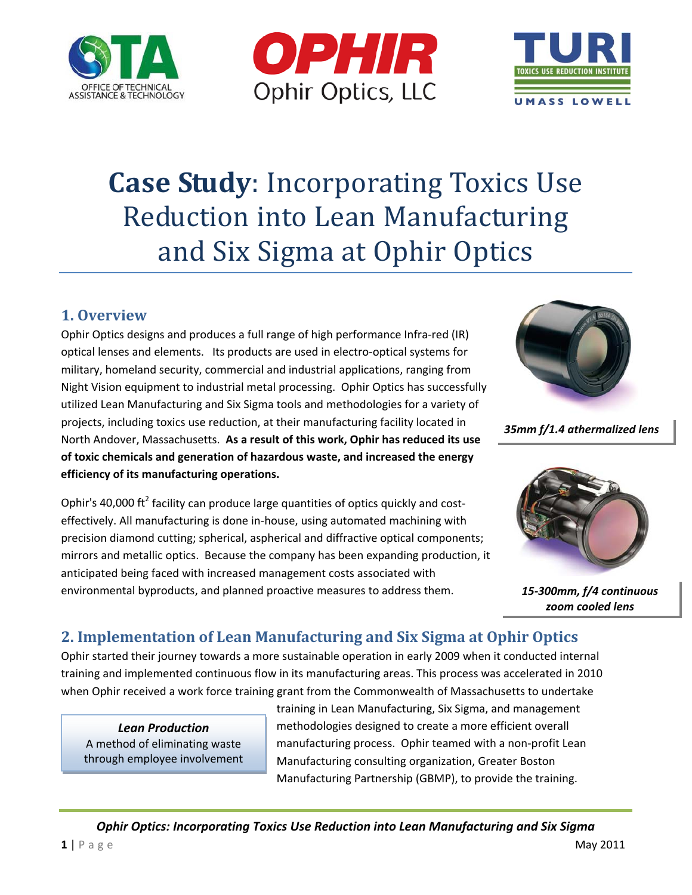# **Case Study**: Incorporating Toxics Use Reduction into Lean Manufacturing and Six Sigma at Ophir Optics

## 1. Overview

Ophir Optics designs and produces a full range of high performance Infra-red (IR) optical lenses and elements. Its products are used in electro-optical systems for military, homeland security, commercial and industrial applications, ranging from Night Vision equipment to industrial metal processing. Ophir Optics has successfully utilized Lean Manufacturing and Six Sigma tools and methodologies for a variety of projects, including toxics use reduction, at their manufacturing facility located in North Andover, Massachusetts. **As a result of this work, Ophir has reduced its use of toxic chemicals and generation of hazardous waste, and increased the energy efficiency of its manufacturing operations.**

*35mm f/1.4 athermalized lens*

*15-300mm, f/4 continuous zoom cooled lens*

Ophir's 40,000 $ft^2$ facility can produce large quantities of optics quickly and cost-effectively. All manufacturing is done in-house, using automated machining with precision diamond cutting; spherical, aspherical and diffractive optical components; mirrors and metallic optics. Because the company has been expanding production, it anticipated being faced with increased management costs associated with environmental byproducts, and planned proactive measures to address them.

## 2. Implementation of Lean Manufacturing and Six Sigma at Ophir Optics

Ophir started their journey towards a more sustainable operation in early 2009 when it conducted internal training and implemented continuous flow in its manufacturing areas. This process was accelerated in 2010 when Ophir received a work force training grant from the Commonwealth of Massachusetts to undertake training in Lean Manufacturing, Six Sigma, and management methodologies designed to create a more efficient overall manufacturing process. Ophir teamed with a non-profit Lean Manufacturing consulting organization, Greater Boston Manufacturing Partnership (GBMP), to provide the training.

> ***Lean Production***
> A method of eliminating waste through employee involvement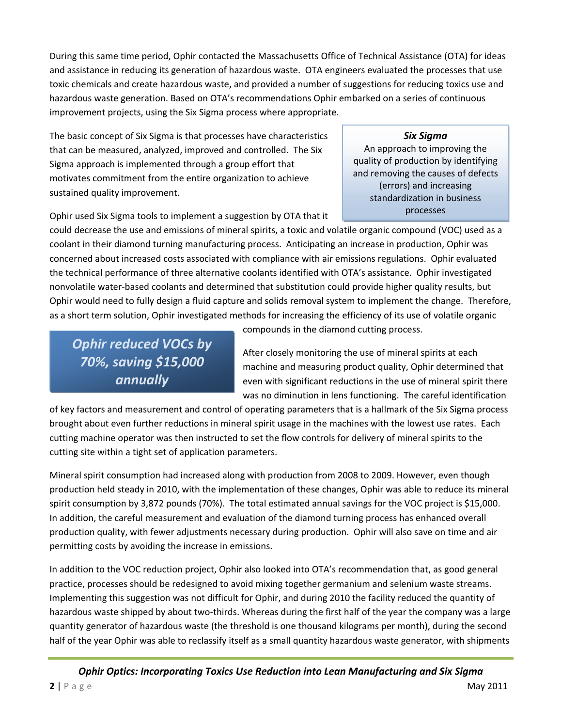During this same time period, Ophir contacted the Massachusetts Office of Technical Assistance (OTA) for ideas and assistance in reducing its generation of hazardous waste. OTA engineers evaluated the processes that use toxic chemicals and create hazardous waste, and provided a number of suggestions for reducing toxics use and hazardous waste generation. Based on OTA's recommendations Ophir embarked on a series of continuous improvement projects, using the Six Sigma process where appropriate.

The basic concept of Six Sigma is that processes have characteristics that can be measured, analyzed, improved and controlled. The Six Sigma approach is implemented through a group effort that motivates commitment from the entire organization to achieve sustained quality improvement.

> ***Six Sigma***
> An approach to improving the quality of production by identifying and removing the causes of defects (errors) and increasing standardization in business processes

Ophir used Six Sigma tools to implement a suggestion by OTA that it could decrease the use and emissions of mineral spirits, a toxic and volatile organic compound (VOC) used as a coolant in their diamond turning manufacturing process. Anticipating an increase in production, Ophir was concerned about increased costs associated with compliance with air emissions regulations. Ophir evaluated the technical performance of three alternative coolants identified with OTA's assistance. Ophir investigated nonvolatile water-based coolants and determined that substitution could provide higher quality results, but Ophir would need to fully design a fluid capture and solids removal system to implement the change. Therefore, as a short term solution, Ophir investigated methods for increasing the efficiency of its use of volatile organic compounds in the diamond cutting process.

> ***Ophir reduced VOCs by 70%, saving $15,000 annually***

After closely monitoring the use of mineral spirits at each machine and measuring product quality, Ophir determined that even with significant reductions in the use of mineral spirit there was no diminution in lens functioning. The careful identification of key factors and measurement and control of operating parameters that is a hallmark of the Six Sigma process brought about even further reductions in mineral spirit usage in the machines with the lowest use rates. Each cutting machine operator was then instructed to set the flow controls for delivery of mineral spirits to the cutting site within a tight set of application parameters.

Mineral spirit consumption had increased along with production from 2008 to 2009. However, even though production held steady in 2010, with the implementation of these changes, Ophir was able to reduce its mineral spirit consumption by 3,872 pounds (70%). The total estimated annual savings for the VOC project is $15,000. In addition, the careful measurement and evaluation of the diamond turning process has enhanced overall production quality, with fewer adjustments necessary during production. Ophir will also save on time and air permitting costs by avoiding the increase in emissions.

In addition to the VOC reduction project, Ophir also looked into OTA's recommendation that, as good general practice, processes should be redesigned to avoid mixing together germanium and selenium waste streams. Implementing this suggestion was not difficult for Ophir, and during 2010 the facility reduced the quantity of hazardous waste shipped by about two-thirds. Whereas during the first half of the year the company was a large quantity generator of hazardous waste (the threshold is one thousand kilograms per month), during the second half of the year Ophir was able to reclassify itself as a small quantity hazardous waste generator, with shipments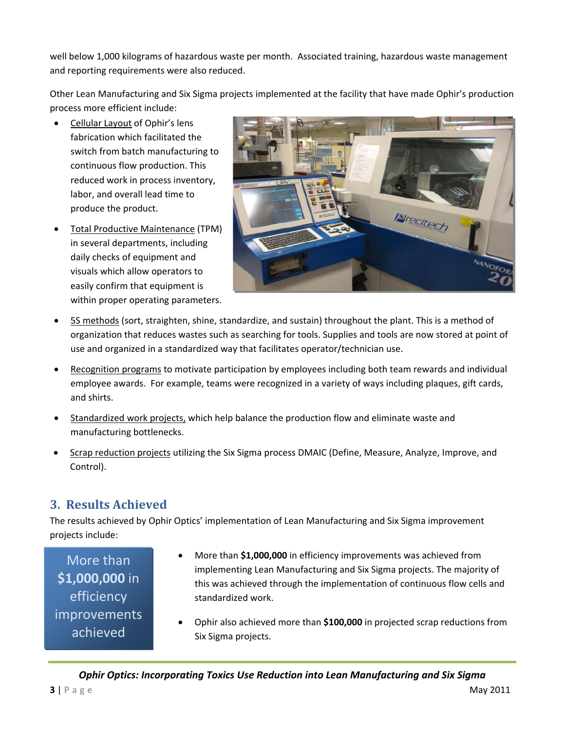well below 1,000 kilograms of hazardous waste per month. Associated training, hazardous waste management and reporting requirements were also reduced.

Other Lean Manufacturing and Six Sigma projects implemented at the facility that have made Ophir's production process more efficient include:

- Cellular Layout of Ophir's lens fabrication which facilitated the switch from batch manufacturing to continuous flow production. This reduced work in process inventory, labor, and overall lead time to produce the product.
- Total Productive Maintenance (TPM) in several departments, including daily checks of equipment and visuals which allow operators to easily confirm that equipment is within proper operating parameters.
- 5S methods (sort, straighten, shine, standardize, and sustain) throughout the plant. This is a method of organization that reduces wastes such as searching for tools. Supplies and tools are now stored at point of use and organized in a standardized way that facilitates operator/technician use.
- Recognition programs to motivate participation by employees including both team rewards and individual employee awards. For example, teams were recognized in a variety of ways including plaques, gift cards, and shirts.
- Standardized work projects, which help balance the production flow and eliminate waste and manufacturing bottlenecks.
- Scrap reduction projects utilizing the Six Sigma process DMAIC (Define, Measure, Analyze, Improve, and Control).

## 3. Results Achieved

The results achieved by Ophir Optics' implementation of Lean Manufacturing and Six Sigma improvement projects include:

More than **$1,000,000** in efficiency improvements achieved

- More than **$1,000,000** in efficiency improvements was achieved from implementing Lean Manufacturing and Six Sigma projects. The majority of this was achieved through the implementation of continuous flow cells and standardized work.
- Ophir also achieved more than **$100,000** in projected scrap reductions from Six Sigma projects.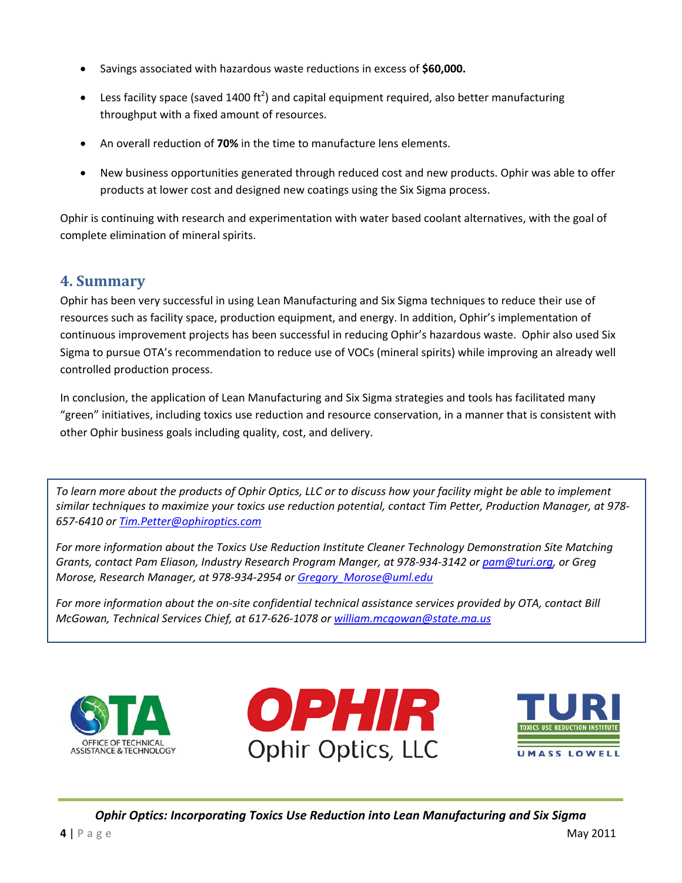- Savings associated with hazardous waste reductions in excess of **$60,000.**
- Less facility space (saved 1400 $ft^2$) and capital equipment required, also better manufacturing throughput with a fixed amount of resources.
- An overall reduction of **70%** in the time to manufacture lens elements.
- New business opportunities generated through reduced cost and new products. Ophir was able to offer products at lower cost and designed new coatings using the Six Sigma process.

Ophir is continuing with research and experimentation with water based coolant alternatives, with the goal of complete elimination of mineral spirits.

## 4. Summary

Ophir has been very successful in using Lean Manufacturing and Six Sigma techniques to reduce their use of resources such as facility space, production equipment, and energy. In addition, Ophir's implementation of continuous improvement projects has been successful in reducing Ophir's hazardous waste. Ophir also used Six Sigma to pursue OTA's recommendation to reduce use of VOCs (mineral spirits) while improving an already well controlled production process.

In conclusion, the application of Lean Manufacturing and Six Sigma strategies and tools has facilitated many "green" initiatives, including toxics use reduction and resource conservation, in a manner that is consistent with other Ophir business goals including quality, cost, and delivery.

*To learn more about the products of Ophir Optics, LLC or to discuss how your facility might be able to implement similar techniques to maximize your toxics use reduction potential, contact Tim Petter, Production Manager, at 978-657-6410 or Tim.Petter@ophiroptics.com*

*For more information about the Toxics Use Reduction Institute Cleaner Technology Demonstration Site Matching Grants, contact Pam Eliason, Industry Research Program Manger, at 978-934-3142 or pam@turi.org, or Greg Morose, Research Manager, at 978-934-2954 or Gregory_Morose@uml.edu*

*For more information about the on-site confidential technical assistance services provided by OTA, contact Bill McGowan, Technical Services Chief, at 617-626-1078 or william.mcgowan@state.ma.us*

OTA OFFICE OF TECHNICAL ASSISTANCE & TECHNOLOGY

OPHIR Ophir Optics, LLC

TURI TOXICS USE REDUCTION INSTITUTE UMASS LOWELL